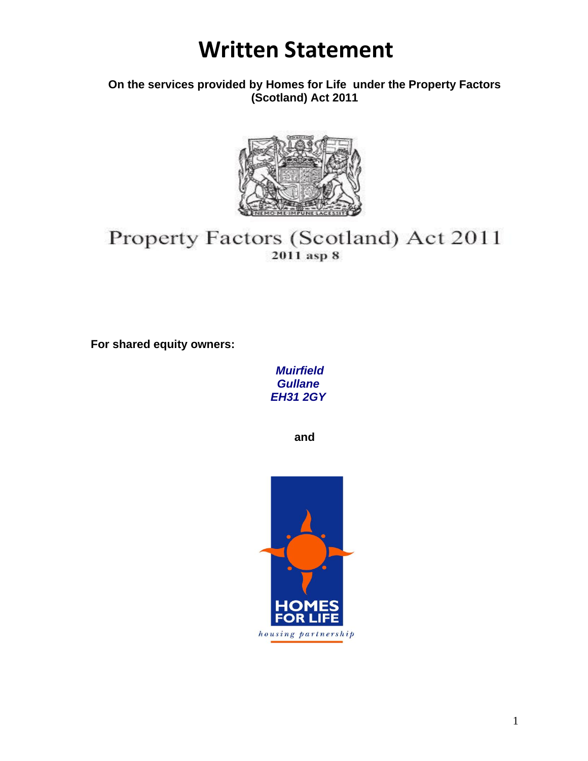# Written Statement

**On the services provided by Homes for Life under the Property Factors (Scotland) Act 2011**

Property Factors (Scotland) Act 2011

2011 asp 8

**For shared equity owners:**

***Muirfield***
***Gullane***
***EH31 2GY***

**and**

HOMES FOR LIFE

*housing partnership*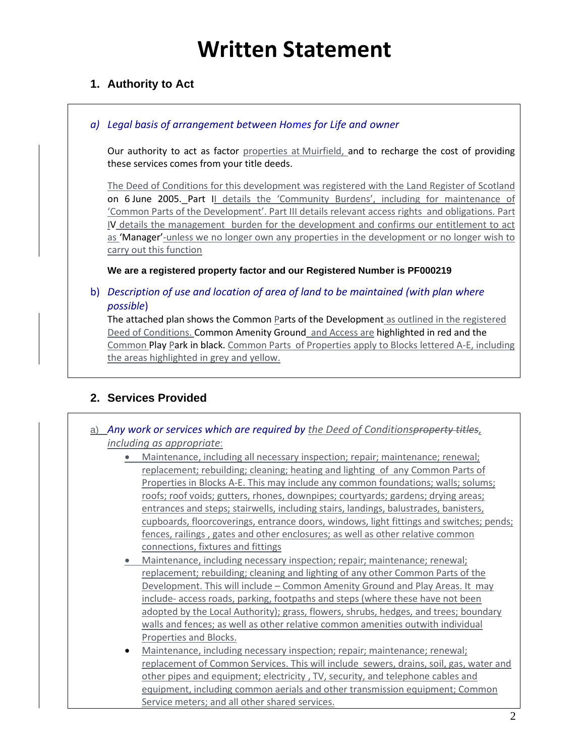# Written Statement

## 1. Authority to Act

*a) Legal basis of arrangement between Homes for Life and owner*

Our authority to act as factor properties at Muirfield, and to recharge the cost of providing these services comes from your title deeds.

The Deed of Conditions for this development was registered with the Land Register of Scotland on 6 June 2005. Part II details the 'Community Burdens', including for maintenance of 'Common Parts of the Development'. Part III details relevant access rights and obligations. Part IV details the management burden for the development and confirms our entitlement to act as 'Manager'-unless we no longer own any properties in the development or no longer wish to carry out this function

**We are a registered property factor and our Registered Number is PF000219**

b) *Description of use and location of area of land to be maintained (with plan where possible)*

The attached plan shows the Common Parts of the Development as outlined in the registered Deed of Conditions. Common Amenity Ground and Access are highlighted in red and the Common Play Park in black. Common Parts of Properties apply to Blocks lettered A-E, including the areas highlighted in grey and yellow.

## 2. Services Provided

a) *Any work or services which are required by the Deed of Conditions~~property titles~~, including as appropriate:*

- Maintenance, including all necessary inspection; repair; maintenance; renewal; replacement; rebuilding; cleaning; heating and lighting of any Common Parts of Properties in Blocks A-E. This may include any common foundations; walls; solums; roofs; roof voids; gutters, rhones, downpipes; courtyards; gardens; drying areas; entrances and steps; stairwells, including stairs, landings, balustrades, banisters, cupboards, floorcoverings, entrance doors, windows, light fittings and switches; pends; fences, railings , gates and other enclosures; as well as other relative common connections, fixtures and fittings
- Maintenance, including necessary inspection; repair; maintenance; renewal; replacement; rebuilding; cleaning and lighting of any other Common Parts of the Development. This will include – Common Amenity Ground and Play Areas. It may include- access roads, parking, footpaths and steps (where these have not been adopted by the Local Authority); grass, flowers, shrubs, hedges, and trees; boundary walls and fences; as well as other relative common amenities outwith individual Properties and Blocks.
- Maintenance, including necessary inspection; repair; maintenance; renewal; replacement of Common Services. This will include sewers, drains, soil, gas, water and other pipes and equipment; electricity , TV, security, and telephone cables and equipment, including common aerials and other transmission equipment; Common Service meters; and all other shared services.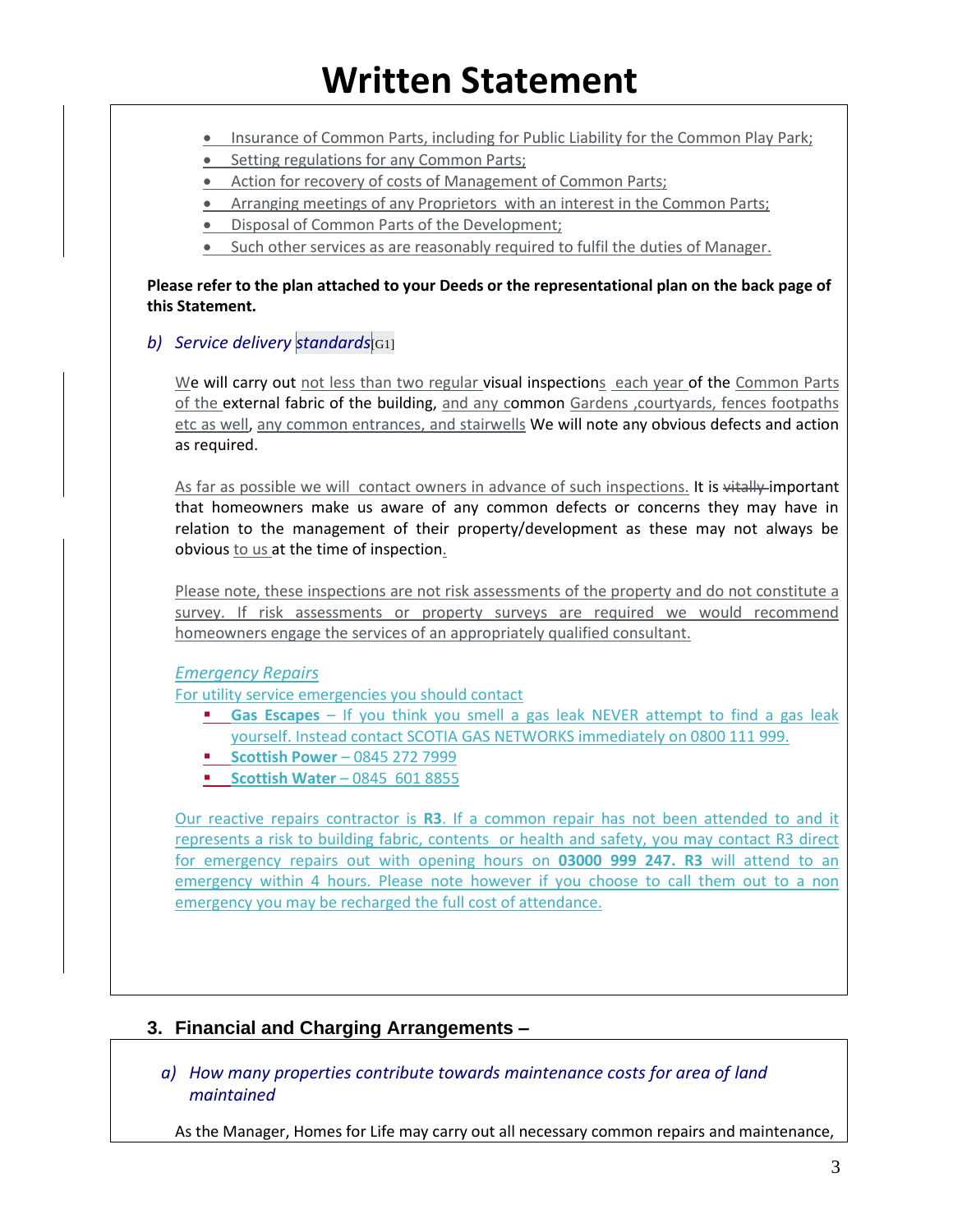# Written Statement

- Insurance of Common Parts, including for Public Liability for the Common Play Park;
- Setting regulations for any Common Parts;
- Action for recovery of costs of Management of Common Parts;
- Arranging meetings of any Proprietors with an interest in the Common Parts;
- Disposal of Common Parts of the Development;
- Such other services as are reasonably required to fulfil the duties of Manager.

**Please refer to the plan attached to your Deeds or the representational plan on the back page of this Statement.**

*b) Service delivery standards*[G1]

We will carry out not less than two regular visual inspections each year of the Common Parts of the external fabric of the building, and any common Gardens ,courtyards, fences footpaths etc as well, any common entrances, and stairwells We will note any obvious defects and action as required.

As far as possible we will contact owners in advance of such inspections. It is ~~vitally~~ important that homeowners make us aware of any common defects or concerns they may have in relation to the management of their property/development as these may not always be obvious to us at the time of inspection.

Please note, these inspections are not risk assessments of the property and do not constitute a survey. If risk assessments or property surveys are required we would recommend homeowners engage the services of an appropriately qualified consultant.

*Emergency Repairs*

For utility service emergencies you should contact

- **Gas Escapes** – If you think you smell a gas leak NEVER attempt to find a gas leak yourself. Instead contact SCOTIA GAS NETWORKS immediately on 0800 111 999.
- **Scottish Power** – 0845 272 7999
- **Scottish Water** – 0845 601 8855

Our reactive repairs contractor is **R3**. If a common repair has not been attended to and it represents a risk to building fabric, contents or health and safety, you may contact R3 direct for emergency repairs out with opening hours on **03000 999 247. R3** will attend to an emergency within 4 hours. Please note however if you choose to call them out to a non emergency you may be recharged the full cost of attendance.

## 3. Financial and Charging Arrangements –

*a) How many properties contribute towards maintenance costs for area of land maintained*

As the Manager, Homes for Life may carry out all necessary common repairs and maintenance,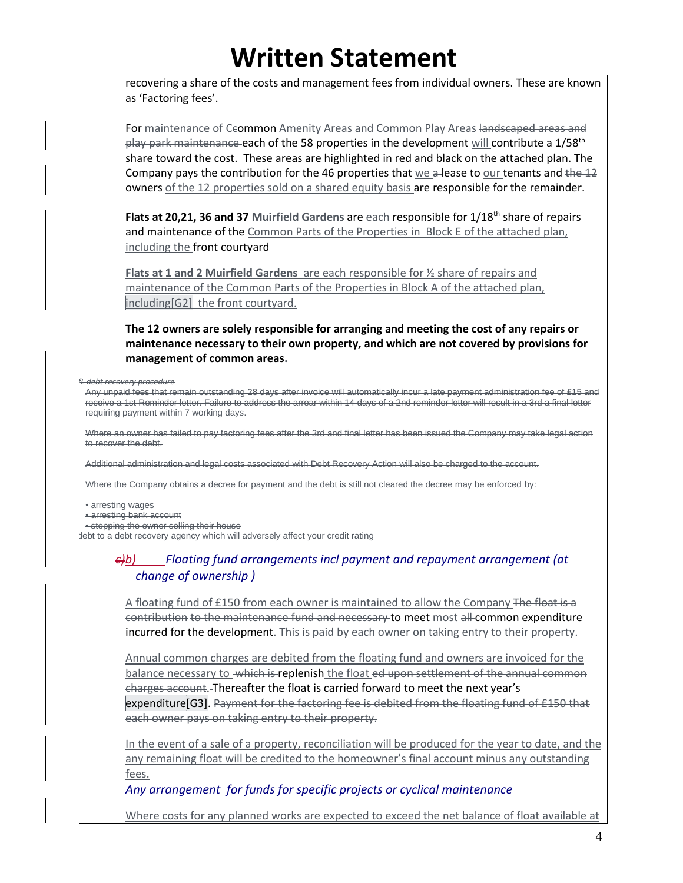recovering a share of the costs and management fees from individual owners. These are known as ‘Factoring fees’.

For maintenance of C~~c~~ommon Amenity Areas and Common Play Areas ~~landscaped areas and play park maintenance~~ each of the 58 properties in the development will contribute a 1/58th share toward the cost. These areas are highlighted in red and black on the attached plan. The Company pays the contribution for the 46 properties that we ~~a~~ lease to our tenants and ~~the 12~~ owners of the 12 properties sold on a shared equity basis are responsible for the remainder.

**Flats at 20,21, 36 and 37 Muirfield Gardens** are each responsible for 1/18th share of repairs and maintenance of the Common Parts of the Properties in Block E of the attached plan, including the front courtyard

**Flats at 1 and 2 Muirfield Gardens** are each responsible for ½ share of repairs and maintenance of the Common Parts of the Properties in Block A of the attached plan, including[G2] the front courtyard.

**The 12 owners are solely responsible for arranging and meeting the cost of any repairs or maintenance necessary to their own property, and which are not covered by provisions for management of common areas.**

~~*L debt recovery procedure*~~

~~Any unpaid fees that remain outstanding 28 days after invoice will automatically incur a late payment administration fee of £15 and receive a 1st Reminder letter. Failure to address the arrear within 14 days of a 2nd reminder letter will result in a 3rd a final letter requiring payment within 7 working days.~~

~~Where an owner has failed to pay factoring fees after the 3rd and final letter has been issued the Company may take legal action to recover the debt.~~

~~Additional administration and legal costs associated with Debt Recovery Action will also be charged to the account.~~

~~Where the Company obtains a decree for payment and the debt is still not cleared the decree may be enforced by:~~

- ~~arresting wages~~
- ~~arresting bank account~~
- ~~stopping the owner selling their house~~

~~debt to a debt recovery agency which will adversely affect your credit rating~~

*~~c)~~b) Floating fund arrangements incl payment and repayment arrangement (at change of ownership )*

A floating fund of £150 from each owner is maintained to allow the Company ~~The float is a contribution to the maintenance fund and necessary~~ to meet most ~~all~~ common expenditure incurred for the development. This is paid by each owner on taking entry to their property.

Annual common charges are debited from the floating fund and owners are invoiced for the balance necessary to ~~which is~~ replenish the float ~~ed upon settlement of the annual common charges account~~. Thereafter the float is carried forward to meet the next year’s expenditure[G3]. ~~Payment for the factoring fee is debited from the floating fund of £150 that each owner pays on taking entry to their property.~~

In the event of a sale of a property, reconciliation will be produced for the year to date, and the any remaining float will be credited to the homeowner’s final account minus any outstanding fees.

*Any arrangement for funds for specific projects or cyclical maintenance*

Where costs for any planned works are expected to exceed the net balance of float available at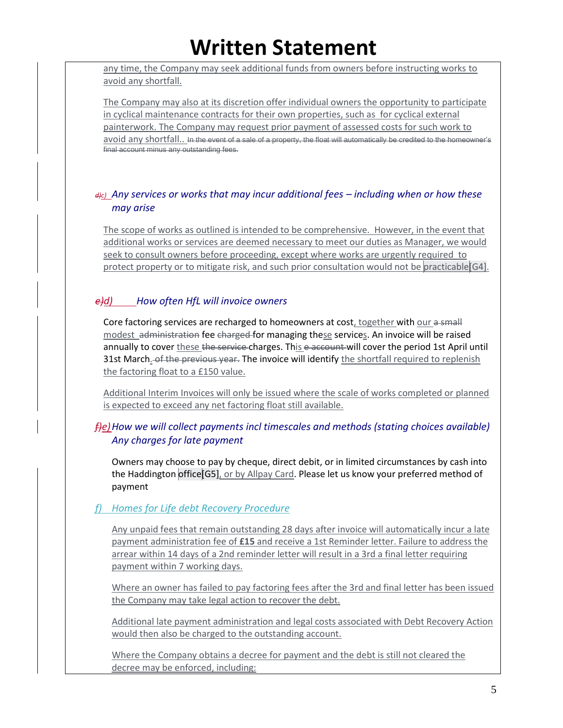any time, the Company may seek additional funds from owners before instructing works to avoid any shortfall.

The Company may also at its discretion offer individual owners the opportunity to participate in cyclical maintenance contracts for their own properties, such as for cyclical external painterwork. The Company may request prior payment of assessed costs for such work to avoid any shortfall.. ~~In the event of a sale of a property, the float will automatically be credited to the homeowner's final account minus any outstanding fees.~~

### ~~d)~~c) *Any services or works that may incur additional fees – including when or how these may arise*

The scope of works as outlined is intended to be comprehensive. However, in the event that additional works or services are deemed necessary to meet our duties as Manager, we would seek to consult owners before proceeding, except where works are urgently required to protect property or to mitigate risk, and such prior consultation would not be practicable[G4].

### ~~e)~~d) *How often HfL will invoice owners*

Core factoring services are recharged to homeowners at cost, together with our ~~a small~~ modest ~~administration~~ fee ~~charged~~ for managing these services. An invoice will be raised annually to cover these ~~the service~~ charges. This ~~e account~~ will cover the period 1st April until 31st March. ~~of the previous year.~~ The invoice will identify the shortfall required to replenish the factoring float to a £150 value.

Additional Interim Invoices will only be issued where the scale of works completed or planned is expected to exceed any net factoring float still available.

### ~~f)~~e) *How we will collect payments incl timescales and methods (stating choices available) Any charges for late payment*

Owners may choose to pay by cheque, direct debit, or in limited circumstances by cash into the Haddington office[G5], or by Allpay Card. Please let us know your preferred method of payment

### f) *Homes for Life debt Recovery Procedure*

Any unpaid fees that remain outstanding 28 days after invoice will automatically incur a late payment administration fee of **£15** and receive a 1st Reminder letter. Failure to address the arrear within 14 days of a 2nd reminder letter will result in a 3rd a final letter requiring payment within 7 working days.

Where an owner has failed to pay factoring fees after the 3rd and final letter has been issued the Company may take legal action to recover the debt.

Additional late payment administration and legal costs associated with Debt Recovery Action would then also be charged to the outstanding account.

Where the Company obtains a decree for payment and the debt is still not cleared the decree may be enforced, including: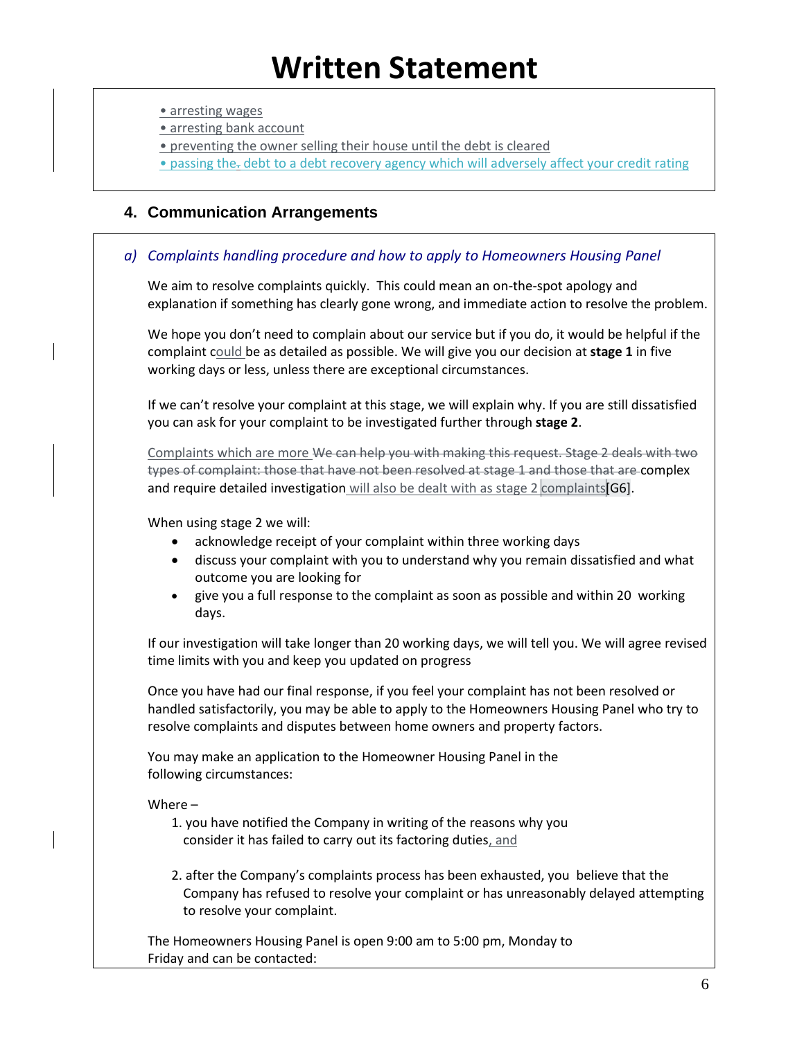- arresting wages
- arresting bank account
- preventing the owner selling their house until the debt is cleared
- passing the~~.~~ debt to a debt recovery agency which will adversely affect your credit rating

## 4. Communication Arrangements

### *a) Complaints handling procedure and how to apply to Homeowners Housing Panel*

We aim to resolve complaints quickly. This could mean an on-the-spot apology and explanation if something has clearly gone wrong, and immediate action to resolve the problem.

We hope you don't need to complain about our service but if you do, it would be helpful if the complaint could be as detailed as possible. We will give you our decision at **stage 1** in five working days or less, unless there are exceptional circumstances.

If we can't resolve your complaint at this stage, we will explain why. If you are still dissatisfied you can ask for your complaint to be investigated further through **stage 2**.

Complaints which are more ~~We can help you with making this request. Stage 2 deals with two types of complaint: those that have not been resolved at stage 1 and those that are~~ complex and require detailed investigation will also be dealt with as stage 2 complaints[G6].

When using stage 2 we will:

- acknowledge receipt of your complaint within three working days
- discuss your complaint with you to understand why you remain dissatisfied and what outcome you are looking for
- give you a full response to the complaint as soon as possible and within 20 working days.

If our investigation will take longer than 20 working days, we will tell you. We will agree revised time limits with you and keep you updated on progress

Once you have had our final response, if you feel your complaint has not been resolved or handled satisfactorily, you may be able to apply to the Homeowners Housing Panel who try to resolve complaints and disputes between home owners and property factors.

You may make an application to the Homeowner Housing Panel in the following circumstances:

Where –

1. you have notified the Company in writing of the reasons why you consider it has failed to carry out its factoring duties, and

2. after the Company's complaints process has been exhausted, you believe that the Company has refused to resolve your complaint or has unreasonably delayed attempting to resolve your complaint.

The Homeowners Housing Panel is open 9:00 am to 5:00 pm, Monday to Friday and can be contacted: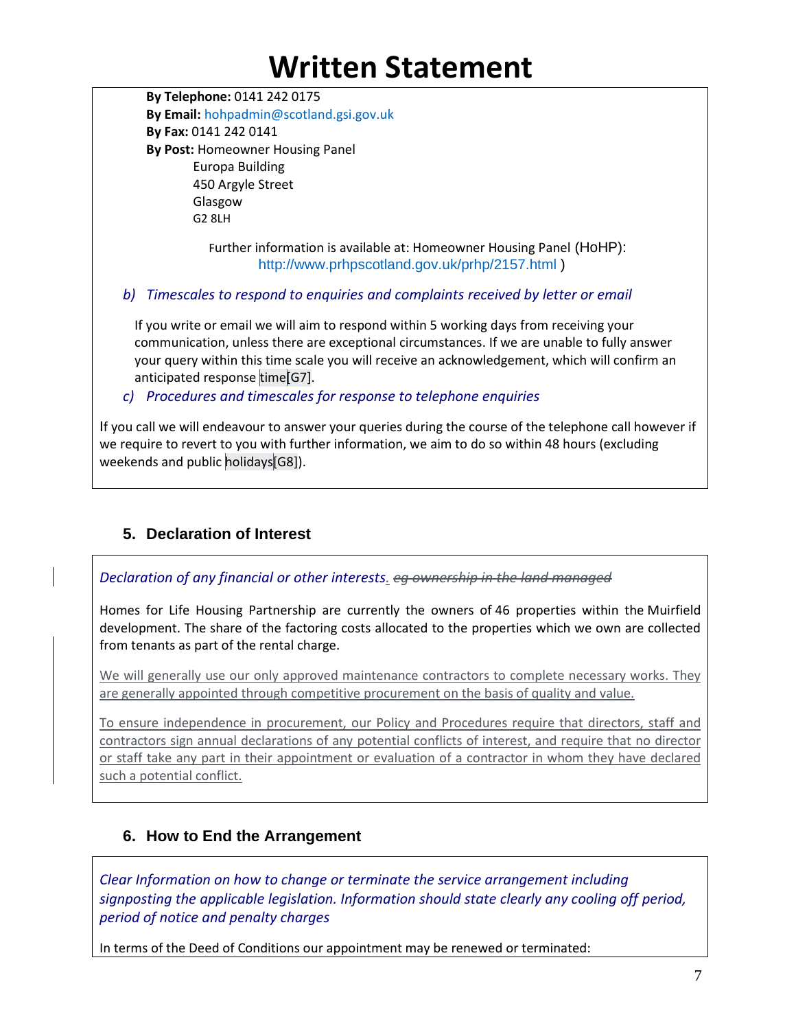# Written Statement

**By Telephone:** 0141 242 0175
**By Email:** hohpadmin@scotland.gsi.gov.uk
**By Fax:** 0141 242 0141
**By Post:** Homeowner Housing Panel
Europa Building
450 Argyle Street
Glasgow
G2 8LH

Further information is available at: Homeowner Housing Panel (HoHP): http://www.prhpscotland.gov.uk/prhp/2157.html )

*b) Timescales to respond to enquiries and complaints received by letter or email*

If you write or email we will aim to respond within 5 working days from receiving your communication, unless there are exceptional circumstances. If we are unable to fully answer your query within this time scale you will receive an acknowledgement, which will confirm an anticipated response time[G7].

*c) Procedures and timescales for response to telephone enquiries*

If you call we will endeavour to answer your queries during the course of the telephone call however if we require to revert to you with further information, we aim to do so within 48 hours (excluding weekends and public holidays[G8]).

## 5. Declaration of Interest

*Declaration of any financial or other interests.* ~~eg ownership in the land managed~~

Homes for Life Housing Partnership are currently the owners of 46 properties within the Muirfield development. The share of the factoring costs allocated to the properties which we own are collected from tenants as part of the rental charge.

We will generally use our only approved maintenance contractors to complete necessary works. They are generally appointed through competitive procurement on the basis of quality and value.

To ensure independence in procurement, our Policy and Procedures require that directors, staff and contractors sign annual declarations of any potential conflicts of interest, and require that no director or staff take any part in their appointment or evaluation of a contractor in whom they have declared such a potential conflict.

## 6. How to End the Arrangement

*Clear Information on how to change or terminate the service arrangement including signposting the applicable legislation. Information should state clearly any cooling off period, period of notice and penalty charges*

In terms of the Deed of Conditions our appointment may be renewed or terminated: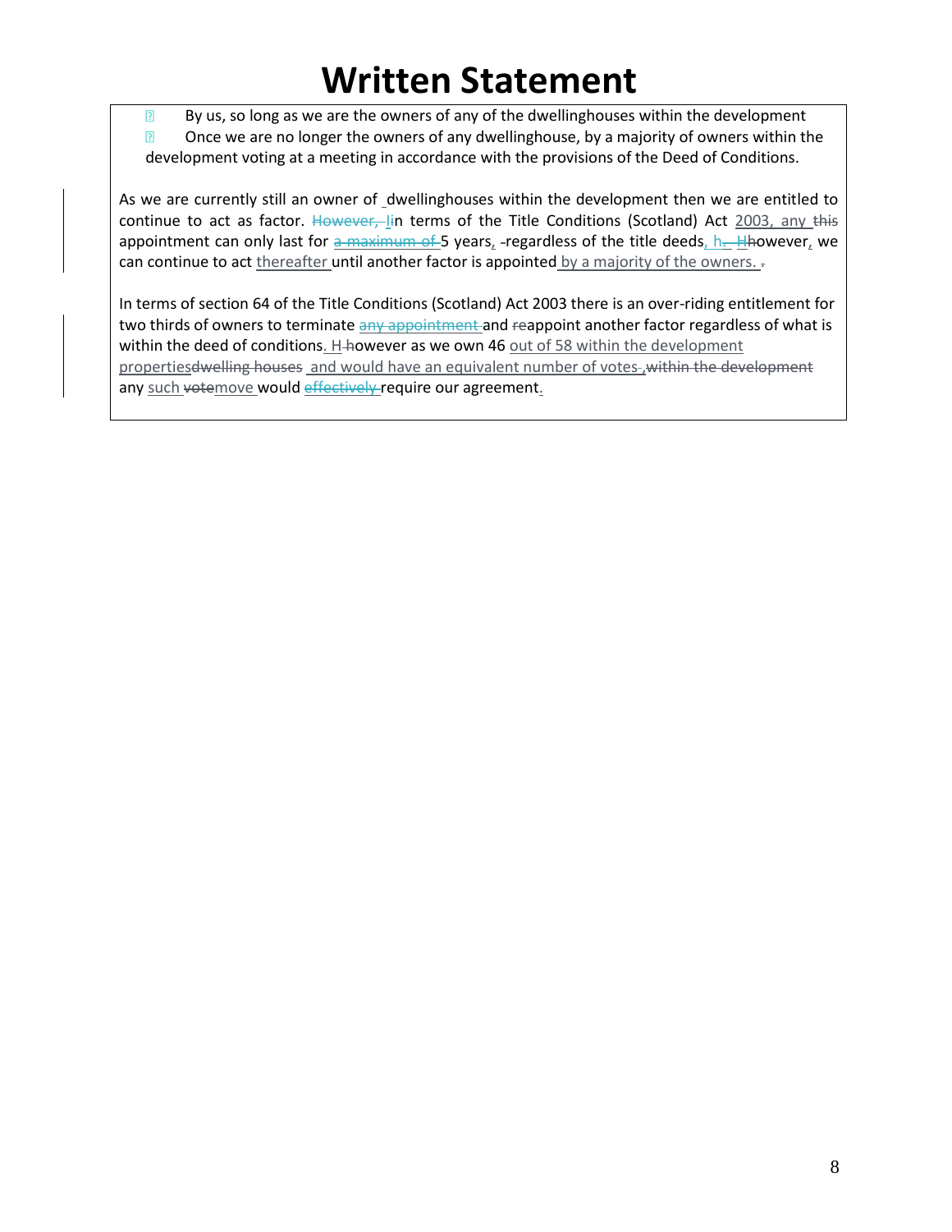# Written Statement

- By us, so long as we are the owners of any of the dwellinghouses within the development
- Once we are no longer the owners of any dwellinghouse, by a majority of owners within the development voting at a meeting in accordance with the provisions of the Deed of Conditions.

As we are currently still an owner of dwellinghouses within the development then we are entitled to continue to act as factor. ~~However, I~~in terms of the Title Conditions (Scotland) Act 2003, any ~~this~~ appointment can only last for ~~a maximum of~~ 5 years, regardless of the title deeds, h~~. H~~owever, we can continue to act thereafter until another factor is appointed by a majority of the owners.

In terms of section 64 of the Title Conditions (Scotland) Act 2003 there is an over-riding entitlement for two thirds of owners to terminate ~~any appointment~~ and ~~re~~appoint another factor regardless of what is within the deed of conditions. H~~h~~owever as we own 46 out of 58 within the development properties~~dwelling houses~~ and would have an equivalent number of votes~~,~~ ~~within the development~~ any such ~~vote~~move would ~~effectively~~ require our agreement.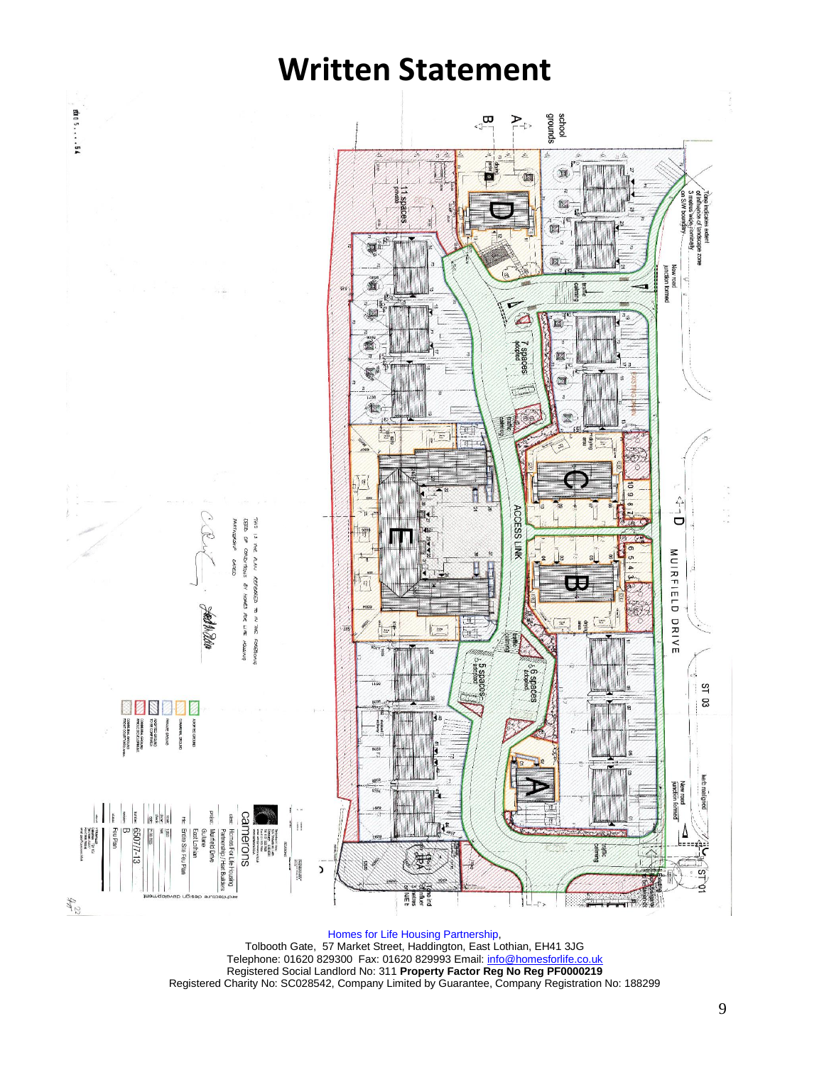# Written Statement

school grounds

11 spaces private

7 spaces adopted

ACCESS LINK

MUIRFIELD DRIVE

5 spaces adopted

6 spaces adopted

New road junction formed

traffic calming

THIS IS THE PLAN REFERRED TO IN THE FOREGOING DEED OF CONDITIONS BY HOMES FOR LIFE HOUSING PARTNERSHIP DATED

camerons

client: Homes For Life Housing Partnership / Hart Builders

project: Muirfield Drive, Gullane, East Lothian

title: Entire Site Feu Plan

6907/7-13

Feu Plan

Homes for Life Housing Partnership,
Tolbooth Gate, 57 Market Street, Haddington, East Lothian, EH41 3JG
Telephone: 01620 829300 Fax: 01620 829993 Email: info@homesforlife.co.uk
Registered Social Landlord No: 311 **Property Factor Reg No Reg PF0000219**
Registered Charity No: SC028542, Company Limited by Guarantee, Company Registration No: 188299